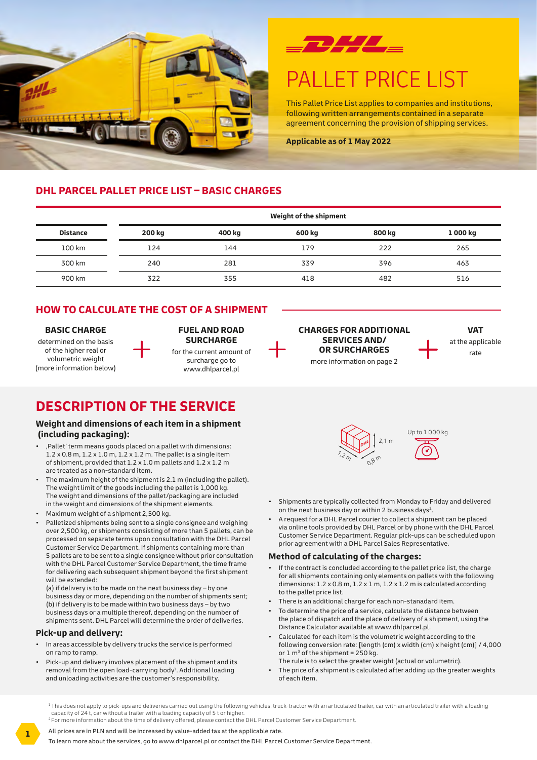# PALLET PRICE LIST

This Pallet Price List applies to companies and institutions, following written arrangements contained in a separate agreement concerning the provision of shipping services.

**Applicable as of 1 May 2022**

## DHL PARCEL PALLET PRICE LIST – BASIC CHARGES

| | Weight of the shipment | | | | |
|---|---|---|---|---|---|
| **Distance** | **200 kg** | **400 kg** | **600 kg** | **800 kg** | **1 000 kg** |
| 100 km | 124 | 144 | 179 | 222 | 265 |
| 300 km | 240 | 281 | 339 | 396 | 463 |
| 900 km | 322 | 355 | 418 | 482 | 516 |

## HOW TO CALCULATE THE COST OF A SHIPMENT

**BASIC CHARGE**
determined on the basis of the higher real or volumetric weight (more information below)

\+

**FUEL AND ROAD SURCHARGE**
for the current amount of surcharge go to www.dhlparcel.pl

\+

**CHARGES FOR ADDITIONAL SERVICES AND/ OR SURCHARGES**
more information on page 2

\+

**VAT**
at the applicable rate

# DESCRIPTION OF THE SERVICE

### Weight and dimensions of each item in a shipment (including packaging):

- ‚Pallet' term means goods placed on a pallet with dimensions: 1.2 x 0.8 m, 1.2 x 1.0 m, 1.2 x 1.2 m. The pallet is a single item of shipment, provided that 1.2 x 1.0 m pallets and 1.2 x 1.2 m are treated as a non-standard item.
- The maximum height of the shipment is 2.1 m (including the pallet). The weight limit of the goods including the pallet is 1,000 kg. The weight and dimensions of the pallet/packaging are included in the weight and dimensions of the shipment elements.
- Maximum weight of a shipment 2,500 kg.
- Palletized shipments being sent to a single consignee and weighing over 2,500 kg, or shipments consisting of more than 5 pallets, can be processed on separate terms upon consultation with the DHL Parcel Customer Service Department. If shipments containing more than 5 pallets are to be sent to a single consignee without prior consultation with the DHL Parcel Customer Service Department, the time frame for delivering each subsequent shipment beyond the first shipment will be extended:
  (a) if delivery is to be made on the next business day – by one business day or more, depending on the number of shipments sent;
  (b) if delivery is to be made within two business days – by two business days or a multiple thereof, depending on the number of shipments sent. DHL Parcel will determine the order of deliveries.

### Pick-up and delivery:

- In areas accessible by delivery trucks the service is performed on ramp to ramp.
- Pick-up and delivery involves placement of the shipment and its removal from the open load-carrying body[1]. Additional loading and unloading activities are the customer's responsibility.

2,1 m
1,2 m
0,8 m
Up to 1 000 kg

- Shipments are typically collected from Monday to Friday and delivered on the next business day or within 2 business days[2].
- A request for a DHL Parcel courier to collect a shipment can be placed via online tools provided by DHL Parcel or by phone with the DHL Parcel Customer Service Department. Regular pick-ups can be scheduled upon prior agreement with a DHL Parcel Sales Representative.

### Method of calculating of the charges:

- If the contract is concluded according to the pallet price list, the charge for all shipments containing only elements on pallets with the following dimensions: 1.2 x 0.8 m, 1.2 x 1 m, 1.2 x 1.2 m is calculated according to the pallet price list.
- There is an additional charge for each non-stanadard item.
- To determine the price of a service, calculate the distance between the place of dispatch and the place of delivery of a shipment, using the Distance Calculator available at www.dhlparcel.pl.
- Calculated for each item is the volumetric weight according to the following conversion rate: [length (cm) x width (cm) x height (cm)] / 4,000 or 1 $m^3$ of the shipment = 250 kg.
  The rule is to select the greater weight (actual or volumetric).
- The price of a shipment is calculated after adding up the greater weights of each item.

[1] This does not apply to pick-ups and deliveries carried out using the following vehicles: truck-tractor with an articulated trailer, car with an articulated trailer with a loading capacity of 24 t, car without a trailer with a loading capacity of 5 t or higher.
[2] For more information about the time of delivery offered, please contact the DHL Parcel Customer Service Department.

All prices are in PLN and will be increased by value-added tax at the applicable rate.

To learn more about the services, go to www.dhlparcel.pl or contact the DHL Parcel Customer Service Department.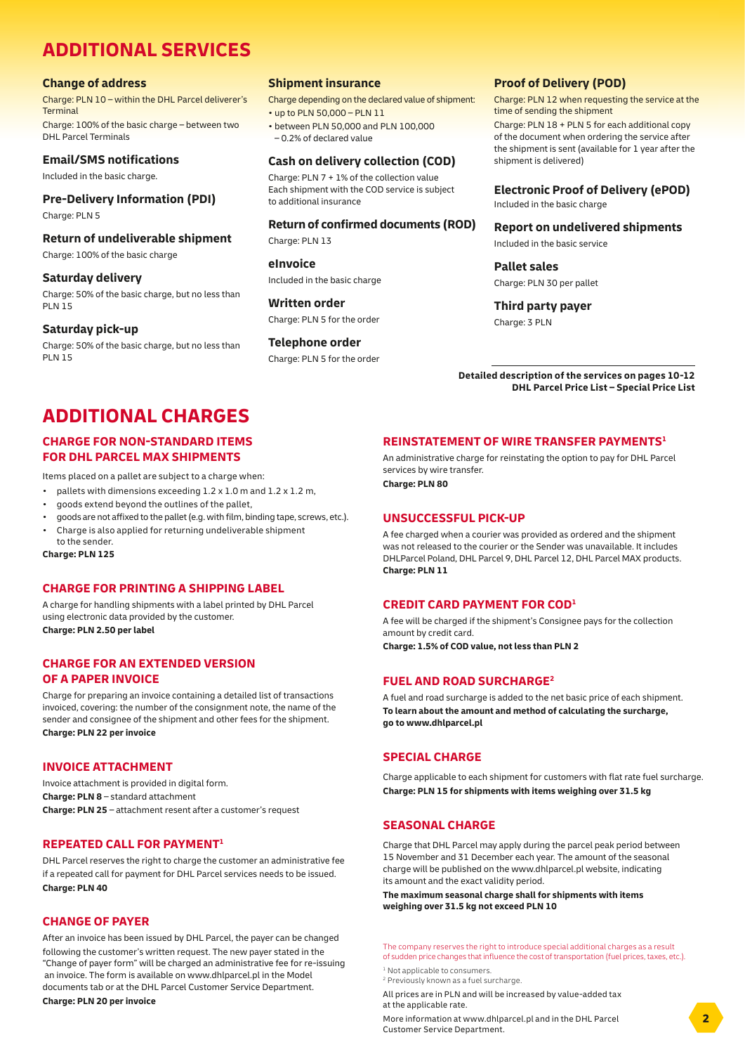# ADDITIONAL SERVICES

### Change of address

Charge: PLN 10 – within the DHL Parcel deliverer's Terminal

Charge: 100% of the basic charge – between two DHL Parcel Terminals

### Email/SMS notifications

Included in the basic charge.

### Pre-Delivery Information (PDI)

Charge: PLN 5

### Return of undeliverable shipment

Charge: 100% of the basic charge

### Saturday delivery

Charge: 50% of the basic charge, but no less than PLN 15

### Saturday pick-up

Charge: 50% of the basic charge, but no less than PLN 15

### Shipment insurance

Charge depending on the declared value of shipment:

- up to PLN 50,000 – PLN 11
- between PLN 50,000 and PLN 100,000 – 0.2% of declared value

### Cash on delivery collection (COD)

Charge: PLN 7 + 1% of the collection value
Each shipment with the COD service is subject to additional insurance

### Return of confirmed documents (ROD)

Charge: PLN 13

### eInvoice

Included in the basic charge

### Written order

Charge: PLN 5 for the order

### Telephone order

Charge: PLN 5 for the order

### Proof of Delivery (POD)

Charge: PLN 12 when requesting the service at the time of sending the shipment

Charge: PLN 18 + PLN 5 for each additional copy of the document when ordering the service after the shipment is sent (available for 1 year after the shipment is delivered)

### Electronic Proof of Delivery (ePOD)

Included in the basic charge

### Report on undelivered shipments

Included in the basic service

### Pallet sales

Charge: PLN 30 per pallet

### Third party payer

Charge: 3 PLN

**Detailed description of the services on pages 10-12 DHL Parcel Price List – Special Price List**

# ADDITIONAL CHARGES

## CHARGE FOR NON-STANDARD ITEMS FOR DHL PARCEL MAX SHIPMENTS

Items placed on a pallet are subject to a charge when:

- pallets with dimensions exceeding 1.2 x 1.0 m and 1.2 x 1.2 m,
- goods extend beyond the outlines of the pallet,
- goods are not affixed to the pallet (e.g. with film, binding tape, screws, etc.).
- Charge is also applied for returning undeliverable shipment to the sender.

**Charge: PLN 125**

## CHARGE FOR PRINTING A SHIPPING LABEL

A charge for handling shipments with a label printed by DHL Parcel using electronic data provided by the customer.
**Charge: PLN 2.50 per label**

## CHARGE FOR AN EXTENDED VERSION OF A PAPER INVOICE

Charge for preparing an invoice containing a detailed list of transactions invoiced, covering: the number of the consignment note, the name of the sender and consignee of the shipment and other fees for the shipment.
**Charge: PLN 22 per invoice**

## INVOICE ATTACHMENT

Invoice attachment is provided in digital form.
**Charge: PLN 8** – standard attachment
**Charge: PLN 25** – attachment resent after a customer's request

## REPEATED CALL FOR PAYMENT[1]

DHL Parcel reserves the right to charge the customer an administrative fee if a repeated call for payment for DHL Parcel services needs to be issued.
**Charge: PLN 40**

## CHANGE OF PAYER

After an invoice has been issued by DHL Parcel, the payer can be changed following the customer's written request. The new payer stated in the "Change of payer form" will be charged an administrative fee for re-issuing an invoice. The form is available on www.dhlparcel.pl in the Model documents tab or at the DHL Parcel Customer Service Department.
**Charge: PLN 20 per invoice**

## REINSTATEMENT OF WIRE TRANSFER PAYMENTS[1]

An administrative charge for reinstating the option to pay for DHL Parcel services by wire transfer.
**Charge: PLN 80**

## UNSUCCESSFUL PICK-UP

A fee charged when a courier was provided as ordered and the shipment was not released to the courier or the Sender was unavailable. It includes DHLParcel Poland, DHL Parcel 9, DHL Parcel 12, DHL Parcel MAX products.
**Charge: PLN 11**

## CREDIT CARD PAYMENT FOR COD[1]

A fee will be charged if the shipment's Consignee pays for the collection amount by credit card.
**Charge: 1.5% of COD value, not less than PLN 2**

## FUEL AND ROAD SURCHARGE[2]

A fuel and road surcharge is added to the net basic price of each shipment.
**To learn about the amount and method of calculating the surcharge, go to www.dhlparcel.pl**

## SPECIAL CHARGE

Charge applicable to each shipment for customers with flat rate fuel surcharge.
**Charge: PLN 15 for shipments with items weighing over 31.5 kg**

## SEASONAL CHARGE

Charge that DHL Parcel may apply during the parcel peak period between 15 November and 31 December each year. The amount of the seasonal charge will be published on the www.dhlparcel.pl website, indicating its amount and the exact validity period.

**The maximum seasonal charge shall for shipments with items weighing over 31.5 kg not exceed PLN 10**

The company reserves the right to introduce special additional charges as a result of sudden price changes that influence the cost of transportation (fuel prices, taxes, etc.).

[1] Not applicable to consumers.
[2] Previously known as a fuel surcharge.

All prices are in PLN and will be increased by value-added tax at the applicable rate.

More information at www.dhlparcel.pl and in the DHL Parcel Customer Service Department.